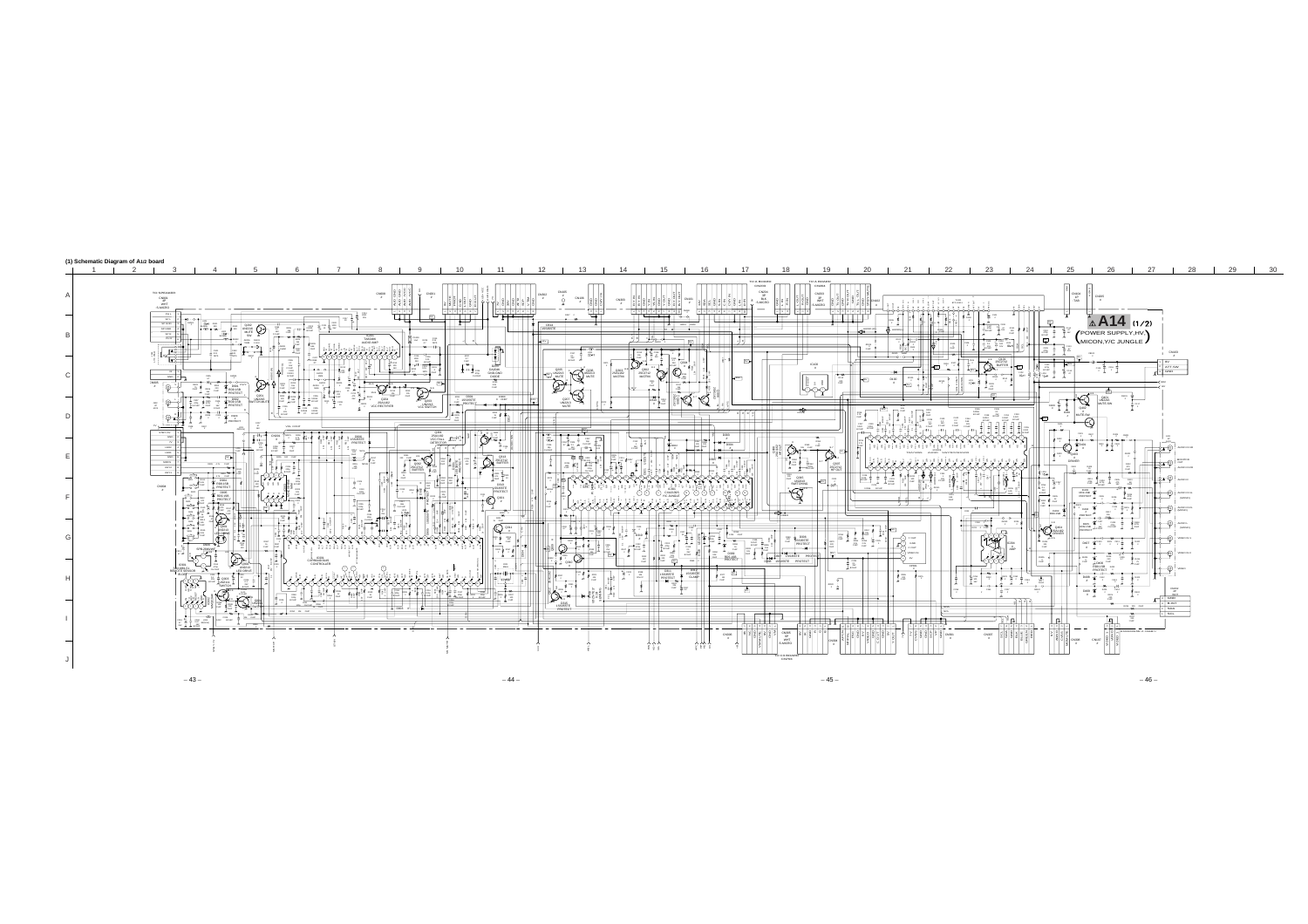(1) Schematic Diagram of A12 board

A14 (1/2) (POWER SUPPLY, HV, MICON, Y/C JUNGLE)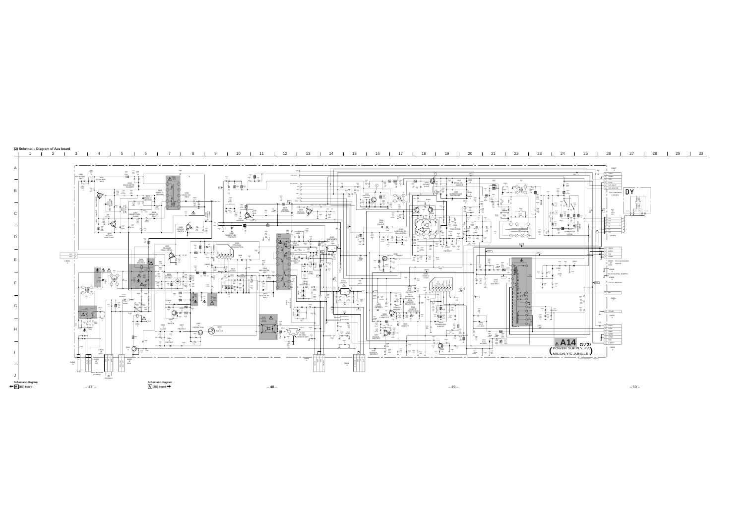## (2) Schematic Diagram of A(2/2) board

A14 (2/2)
POWER SUPPLY,HV,
MICON,Y/C JUNGLE

Schematic diagram
A (1/2) board

Schematic diagram
A (2/2) board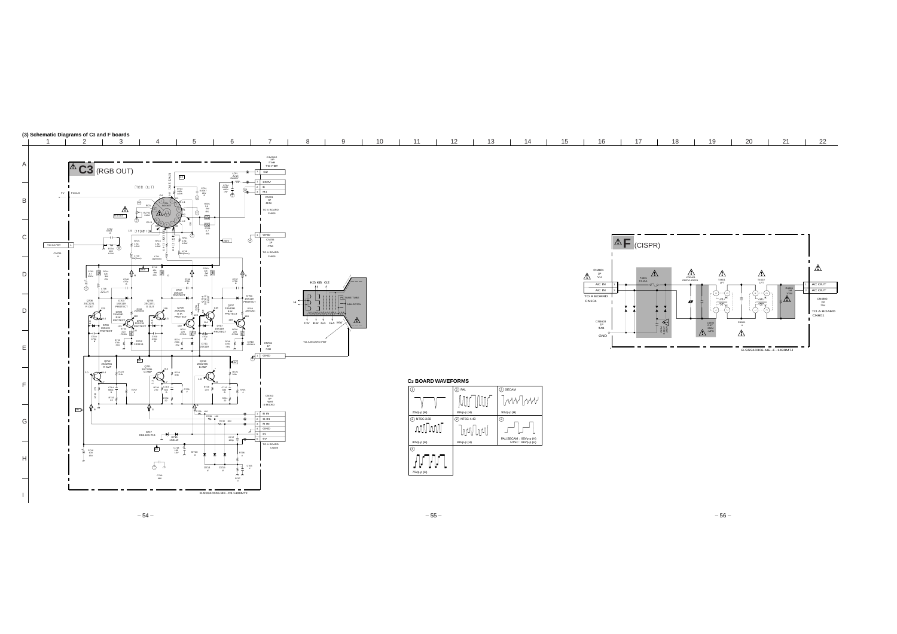### (3) Schematic Diagrams of C3 and F boards

C3 (RGB OUT)

F (CISPR)

C3 BOARD WAVEFORMS

① 25Vp-p (H)

② PAL 88Vp-p (H)

② SECAM 90Vp-p (H)

② NTSC 3.58 80Vp-p (H)

② NTSC 4.43 93Vp-p (H)

③ PAL/SECAM : 95Vp-p (H) NTSC : 86Vp-p (H)

④ 75Vp-p (H)

B-SSS10306-ME.-C3.1499M72

B-SSS10306-ME.-F.-1499M72